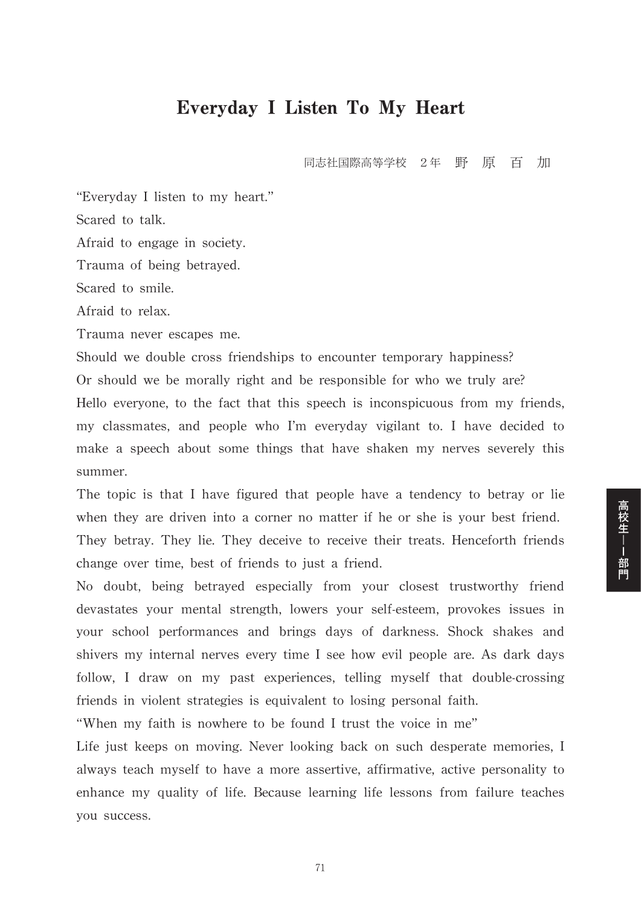# Everyday I Listen To My Heart

同志社国際高等学校　2年　野　原　百　加

"Everyday I listen to my heart."

Scared to talk.

Afraid to engage in society.

Trauma of being betrayed.

Scared to smile.

Afraid to relax.

Trauma never escapes me.

Should we double cross friendships to encounter temporary happiness?

Or should we be morally right and be responsible for who we truly are?

Hello everyone, to the fact that this speech is inconspicuous from my friends, my classmates, and people who I'm everyday vigilant to. I have decided to make a speech about some things that have shaken my nerves severely this summer.

The topic is that I have figured that people have a tendency to betray or lie when they are driven into a corner no matter if he or she is your best friend. They betray. They lie. They deceive to receive their treats. Henceforth friends change over time, best of friends to just a friend.

No doubt, being betrayed especially from your closest trustworthy friend devastates your mental strength, lowers your self-esteem, provokes issues in your school performances and brings days of darkness. Shock shakes and shivers my internal nerves every time I see how evil people are. As dark days follow, I draw on my past experiences, telling myself that double-crossing friends in violent strategies is equivalent to losing personal faith.

"When my faith is nowhere to be found I trust the voice in me"

Life just keeps on moving. Never looking back on such desperate memories, I always teach myself to have a more assertive, affirmative, active personality to enhance my quality of life. Because learning life lessons from failure teaches you success.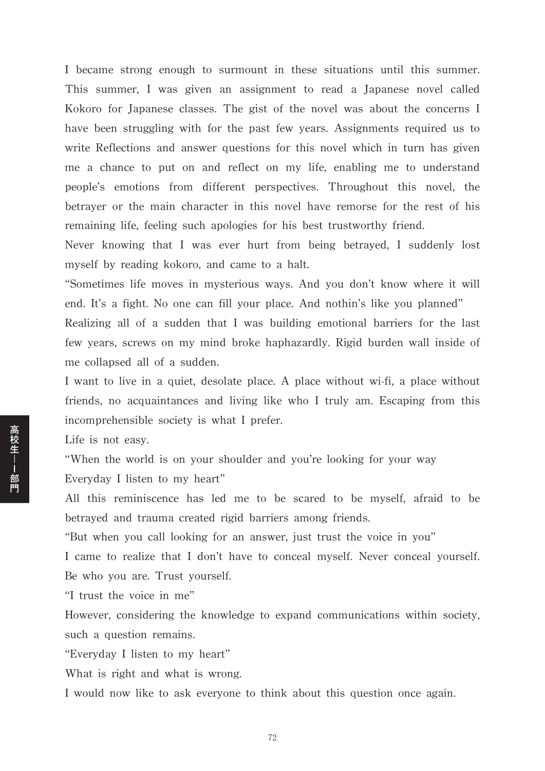I became strong enough to surmount in these situations until this summer. This summer, I was given an assignment to read a Japanese novel called Kokoro for Japanese classes. The gist of the novel was about the concerns I have been struggling with for the past few years. Assignments required us to write Reflections and answer questions for this novel which in turn has given me a chance to put on and reflect on my life, enabling me to understand people's emotions from different perspectives. Throughout this novel, the betrayer or the main character in this novel have remorse for the rest of his remaining life, feeling such apologies for his best trustworthy friend.

Never knowing that I was ever hurt from being betrayed, I suddenly lost myself by reading kokoro, and came to a halt.

"Sometimes life moves in mysterious ways. And you don't know where it will end. It's a fight. No one can fill your place. And nothin's like you planned"

Realizing all of a sudden that I was building emotional barriers for the last few years, screws on my mind broke haphazardly. Rigid burden wall inside of me collapsed all of a sudden.

I want to live in a quiet, desolate place. A place without wi-fi, a place without friends, no acquaintances and living like who I truly am. Escaping from this incomprehensible society is what I prefer.

Life is not easy.

"When the world is on your shoulder and you're looking for your way
Everyday I listen to my heart"

All this reminiscence has led me to be scared to be myself, afraid to be betrayed and trauma created rigid barriers among friends.

"But when you call looking for an answer, just trust the voice in you"

I came to realize that I don't have to conceal myself. Never conceal yourself. Be who you are. Trust yourself.

"I trust the voice in me"

However, considering the knowledge to expand communications within society, such a question remains.

"Everyday I listen to my heart"

What is right and what is wrong.

I would now like to ask everyone to think about this question once again.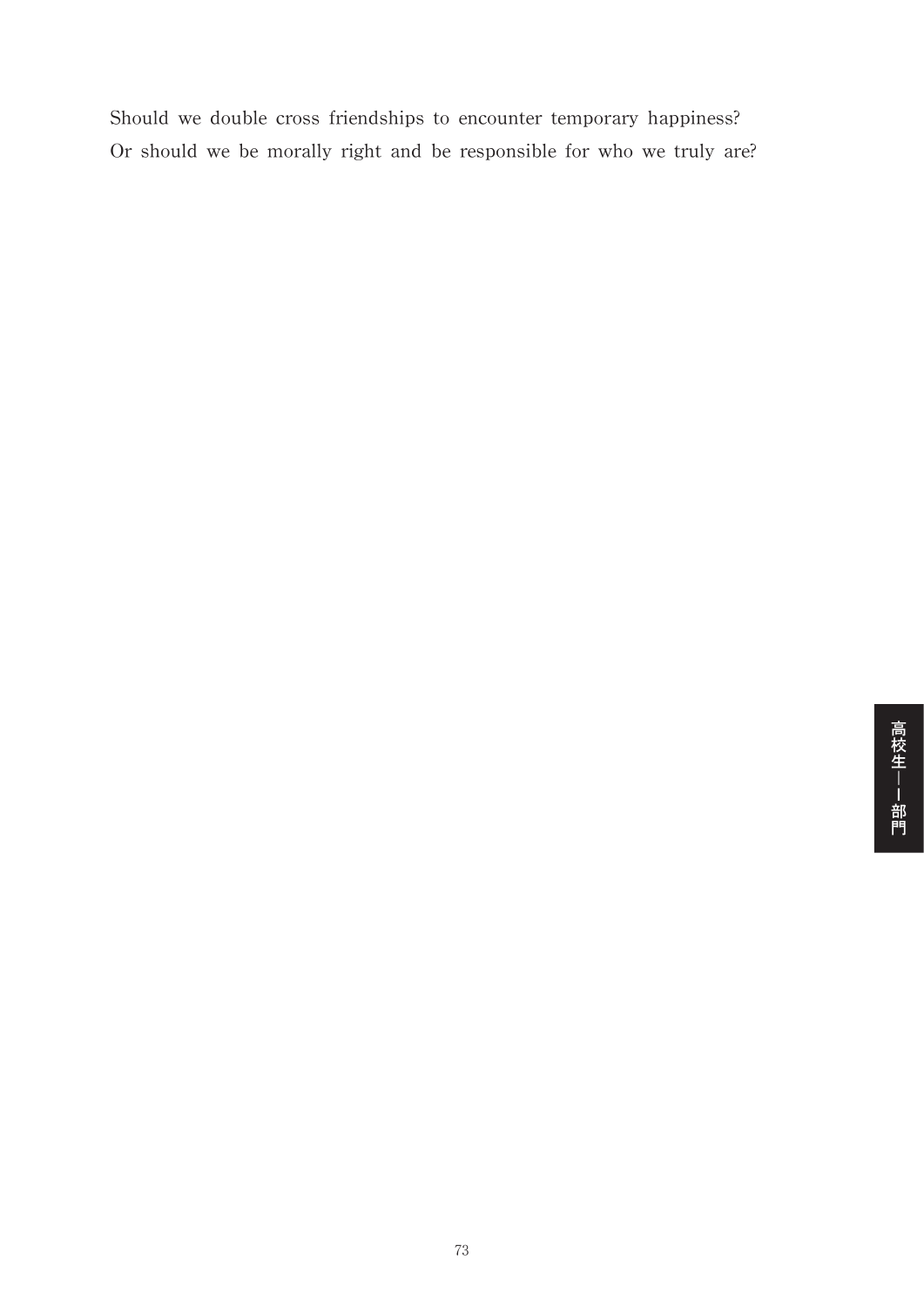Should we double cross friendships to encounter temporary happiness?
Or should we be morally right and be responsible for who we truly are?